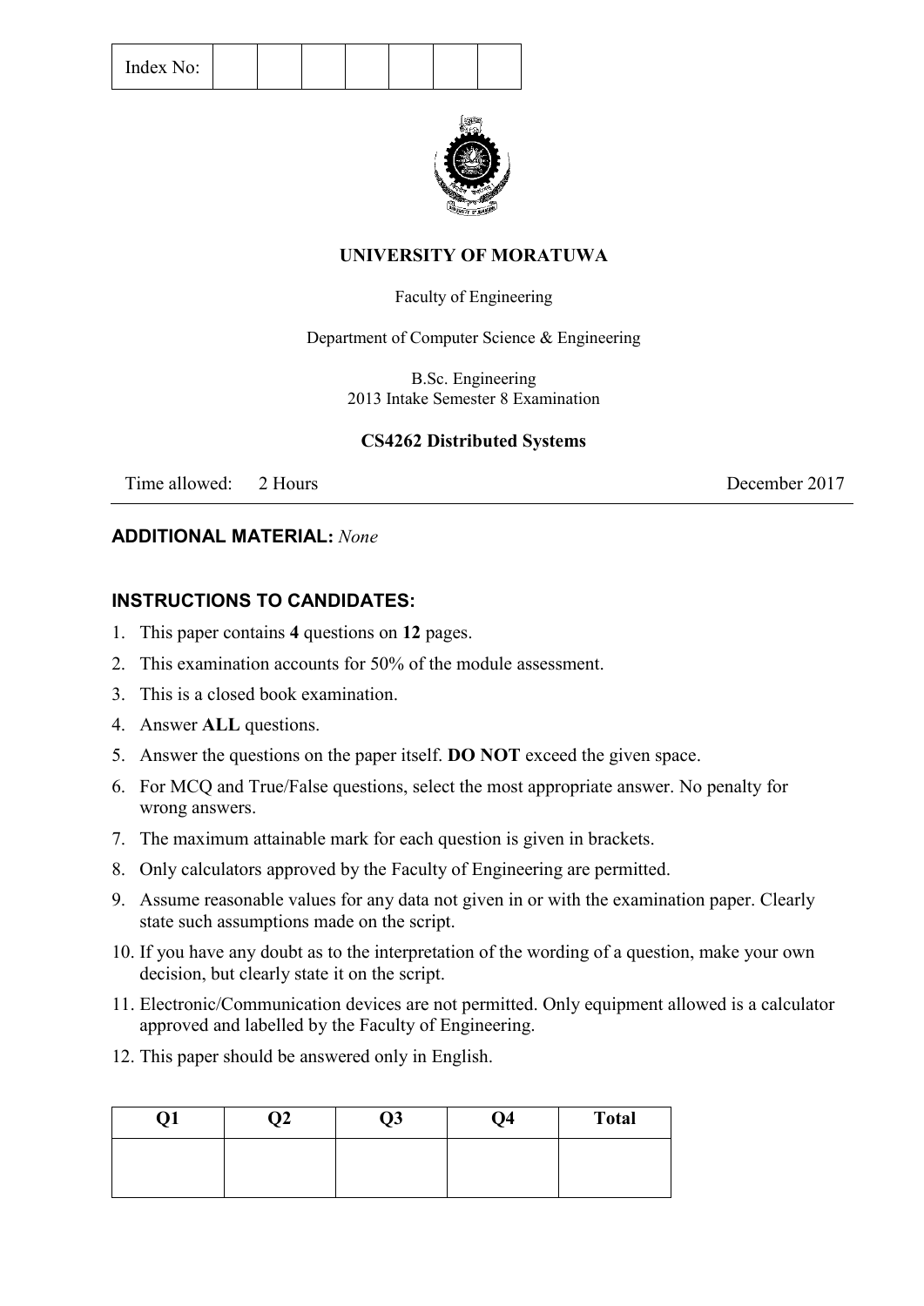| Index No: | | | | | | | |
|---|---|---|---|---|---|---|---|

**UNIVERSITY OF MORATUWA**

Faculty of Engineering

Department of Computer Science & Engineering

B.Sc. Engineering
2013 Intake Semester 8 Examination

**CS4262 Distributed Systems**

Time allowed: 2 Hours — December 2017

**ADDITIONAL MATERIAL:** *None*

**INSTRUCTIONS TO CANDIDATES:**

1. This paper contains **4** questions on **12** pages.
2. This examination accounts for 50% of the module assessment.
3. This is a closed book examination.
4. Answer **ALL** questions.
5. Answer the questions on the paper itself. **DO NOT** exceed the given space.
6. For MCQ and True/False questions, select the most appropriate answer. No penalty for wrong answers.
7. The maximum attainable mark for each question is given in brackets.
8. Only calculators approved by the Faculty of Engineering are permitted.
9. Assume reasonable values for any data not given in or with the examination paper. Clearly state such assumptions made on the script.
10. If you have any doubt as to the interpretation of the wording of a question, make your own decision, but clearly state it on the script.
11. Electronic/Communication devices are not permitted. Only equipment allowed is a calculator approved and labelled by the Faculty of Engineering.
12. This paper should be answered only in English.

| Q1 | Q2 | Q3 | Q4 | Total |
|---|---|---|---|---|
| | | | | |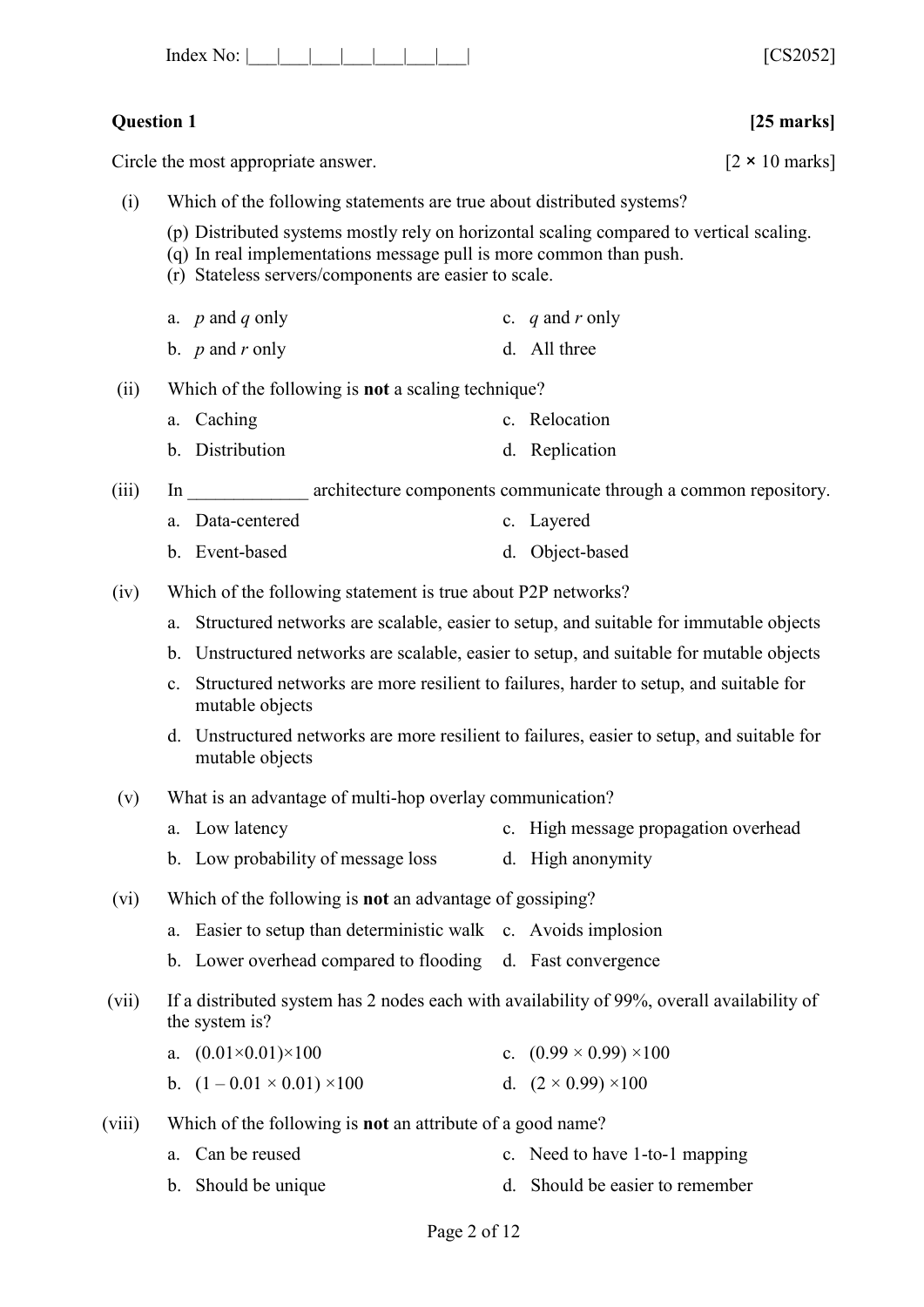Index No: |___|___|___|___|___|___|___|___|  [CS2052]

**Question 1** **[25 marks]**

Circle the most appropriate answer. [2 × 10 marks]

(i) Which of the following statements are true about distributed systems?

(p) Distributed systems mostly rely on horizontal scaling compared to vertical scaling.
(q) In real implementations message pull is more common than push.
(r) Stateless servers/components are easier to scale.

a. *p* and *q* only
b. *p* and *r* only
c. *q* and *r* only
d. All three

(ii) Which of the following is **not** a scaling technique?

a. Caching
b. Distribution
c. Relocation
d. Replication

(iii) In _____________ architecture components communicate through a common repository.

a. Data-centered
b. Event-based
c. Layered
d. Object-based

(iv) Which of the following statement is true about P2P networks?

a. Structured networks are scalable, easier to setup, and suitable for immutable objects
b. Unstructured networks are scalable, easier to setup, and suitable for mutable objects
c. Structured networks are more resilient to failures, harder to setup, and suitable for mutable objects
d. Unstructured networks are more resilient to failures, easier to setup, and suitable for mutable objects

(v) What is an advantage of multi-hop overlay communication?

a. Low latency
b. Low probability of message loss
c. High message propagation overhead
d. High anonymity

(vi) Which of the following is **not** an advantage of gossiping?

a. Easier to setup than deterministic walk
b. Lower overhead compared to flooding
c. Avoids implosion
d. Fast convergence

(vii) If a distributed system has 2 nodes each with availability of 99%, overall availability of the system is?

a. $(0.01 \times 0.01) \times 100$
b. $(1 - 0.01 \times 0.01) \times 100$
c. $(0.99 \times 0.99) \times 100$
d. $(2 \times 0.99) \times 100$

(viii) Which of the following is **not** an attribute of a good name?

a. Can be reused
b. Should be unique
c. Need to have 1-to-1 mapping
d. Should be easier to remember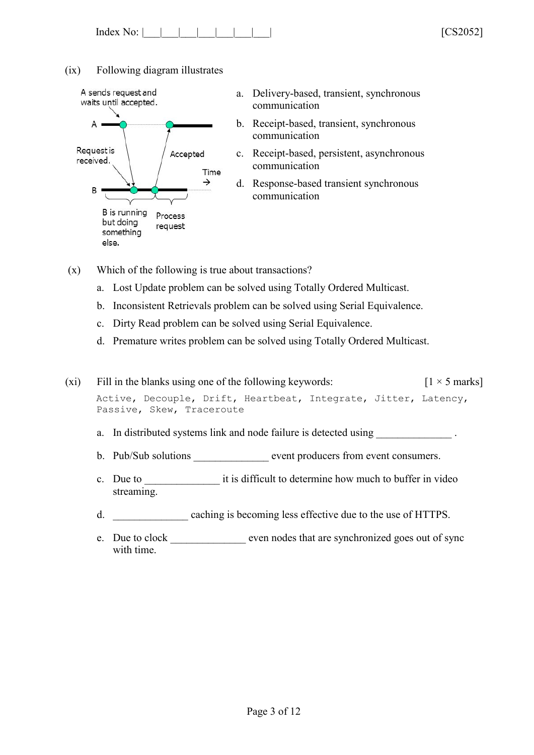(ix) Following diagram illustrates

A sends request and waits until accepted.

A

Request is received.

Accepted

Time →

B

B is running but doing something else.

Process request

a. Delivery-based, transient, synchronous communication
b. Receipt-based, transient, synchronous communication
c. Receipt-based, persistent, asynchronous communication
d. Response-based transient synchronous communication

(x) Which of the following is true about transactions?

a. Lost Update problem can be solved using Totally Ordered Multicast.
b. Inconsistent Retrievals problem can be solved using Serial Equivalence.
c. Dirty Read problem can be solved using Serial Equivalence.
d. Premature writes problem can be solved using Totally Ordered Multicast.

(xi) Fill in the blanks using one of the following keywords: [1 × 5 marks]

```
Active, Decouple, Drift, Heartbeat, Integrate, Jitter, Latency,
Passive, Skew, Traceroute
```

a. In distributed systems link and node failure is detected using ______________ .
b. Pub/Sub solutions ______________ event producers from event consumers.
c. Due to ______________ it is difficult to determine how much to buffer in video streaming.
d. ______________ caching is becoming less effective due to the use of HTTPS.
e. Due to clock ______________ even nodes that are synchronized goes out of sync with time.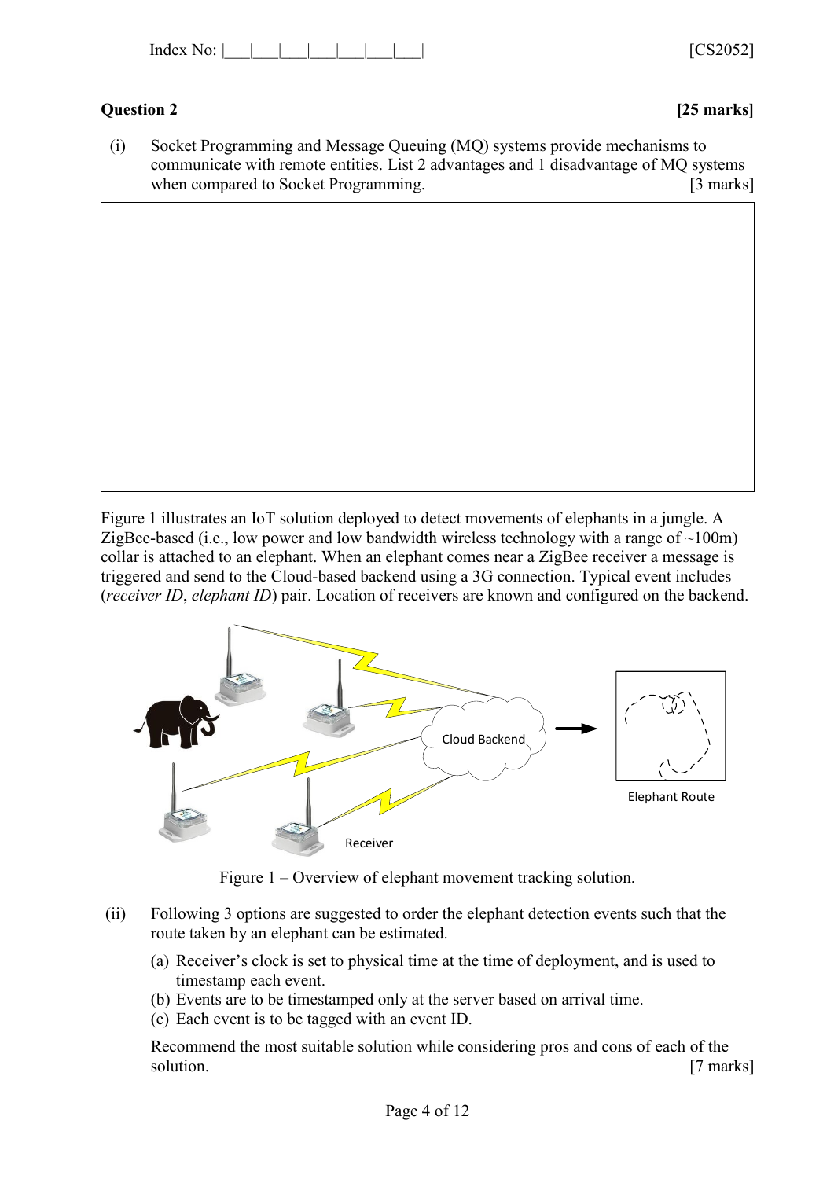**Question 2** **[25 marks]**

(i) Socket Programming and Message Queuing (MQ) systems provide mechanisms to communicate with remote entities. List 2 advantages and 1 disadvantage of MQ systems when compared to Socket Programming. [3 marks]

Figure 1 illustrates an IoT solution deployed to detect movements of elephants in a jungle. A ZigBee-based (i.e., low power and low bandwidth wireless technology with a range of ~100m) collar is attached to an elephant. When an elephant comes near a ZigBee receiver a message is triggered and send to the Cloud-based backend using a 3G connection. Typical event includes (*receiver ID*, *elephant ID*) pair. Location of receivers are known and configured on the backend.

Figure 1 – Overview of elephant movement tracking solution.

(ii) Following 3 options are suggested to order the elephant detection events such that the route taken by an elephant can be estimated.

(a) Receiver's clock is set to physical time at the time of deployment, and is used to timestamp each event.
(b) Events are to be timestamped only at the server based on arrival time.
(c) Each event is to be tagged with an event ID.

Recommend the most suitable solution while considering pros and cons of each of the solution. [7 marks]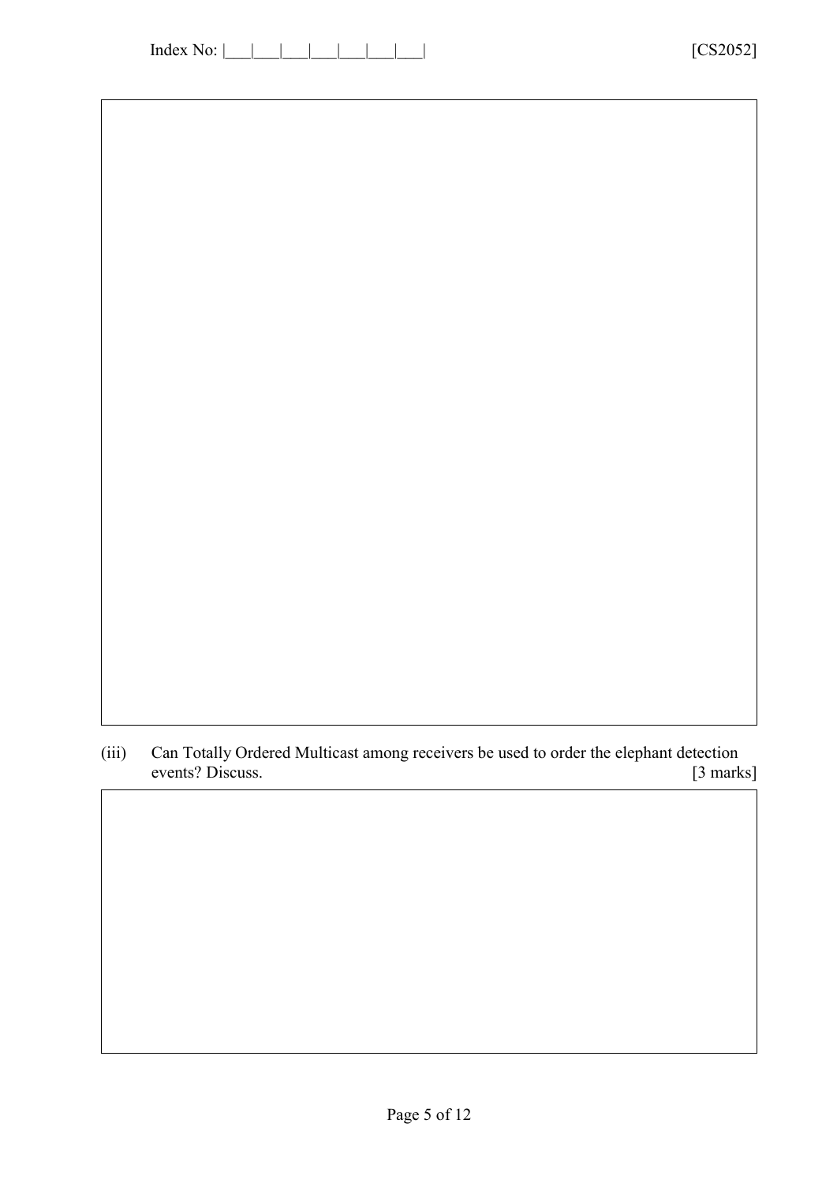(iii) Can Totally Ordered Multicast among receivers be used to order the elephant detection events? Discuss. [3 marks]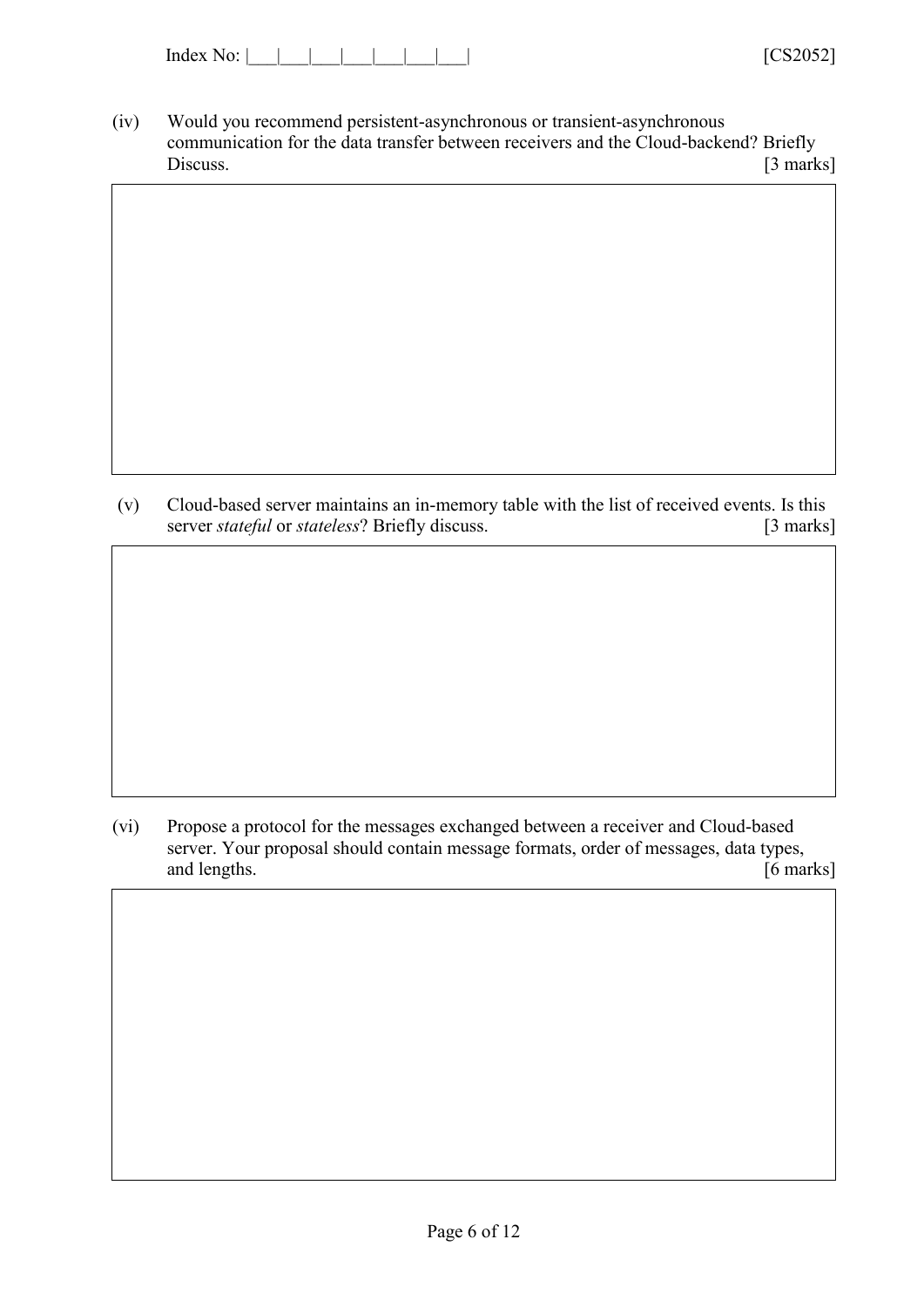(iv) Would you recommend persistent-asynchronous or transient-asynchronous communication for the data transfer between receivers and the Cloud-backend? Briefly Discuss. [3 marks]

(v) Cloud-based server maintains an in-memory table with the list of received events. Is this server *stateful* or *stateless*? Briefly discuss. [3 marks]

(vi) Propose a protocol for the messages exchanged between a receiver and Cloud-based server. Your proposal should contain message formats, order of messages, data types, and lengths. [6 marks]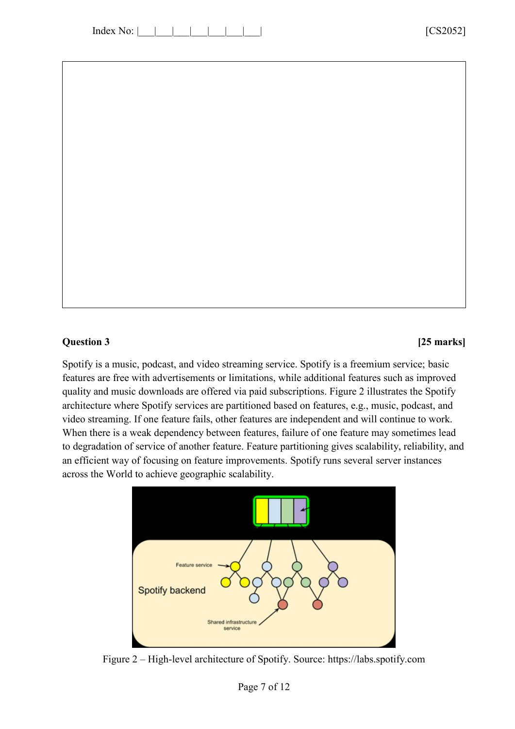**Question 3** **[25 marks]**

Spotify is a music, podcast, and video streaming service. Spotify is a freemium service; basic features are free with advertisements or limitations, while additional features such as improved quality and music downloads are offered via paid subscriptions. Figure 2 illustrates the Spotify architecture where Spotify services are partitioned based on features, e.g., music, podcast, and video streaming. If one feature fails, other features are independent and will continue to work. When there is a weak dependency between features, failure of one feature may sometimes lead to degradation of service of another feature. Feature partitioning gives scalability, reliability, and an efficient way of focusing on feature improvements. Spotify runs several server instances across the World to achieve geographic scalability.

Figure 2 – High-level architecture of Spotify. Source: https://labs.spotify.com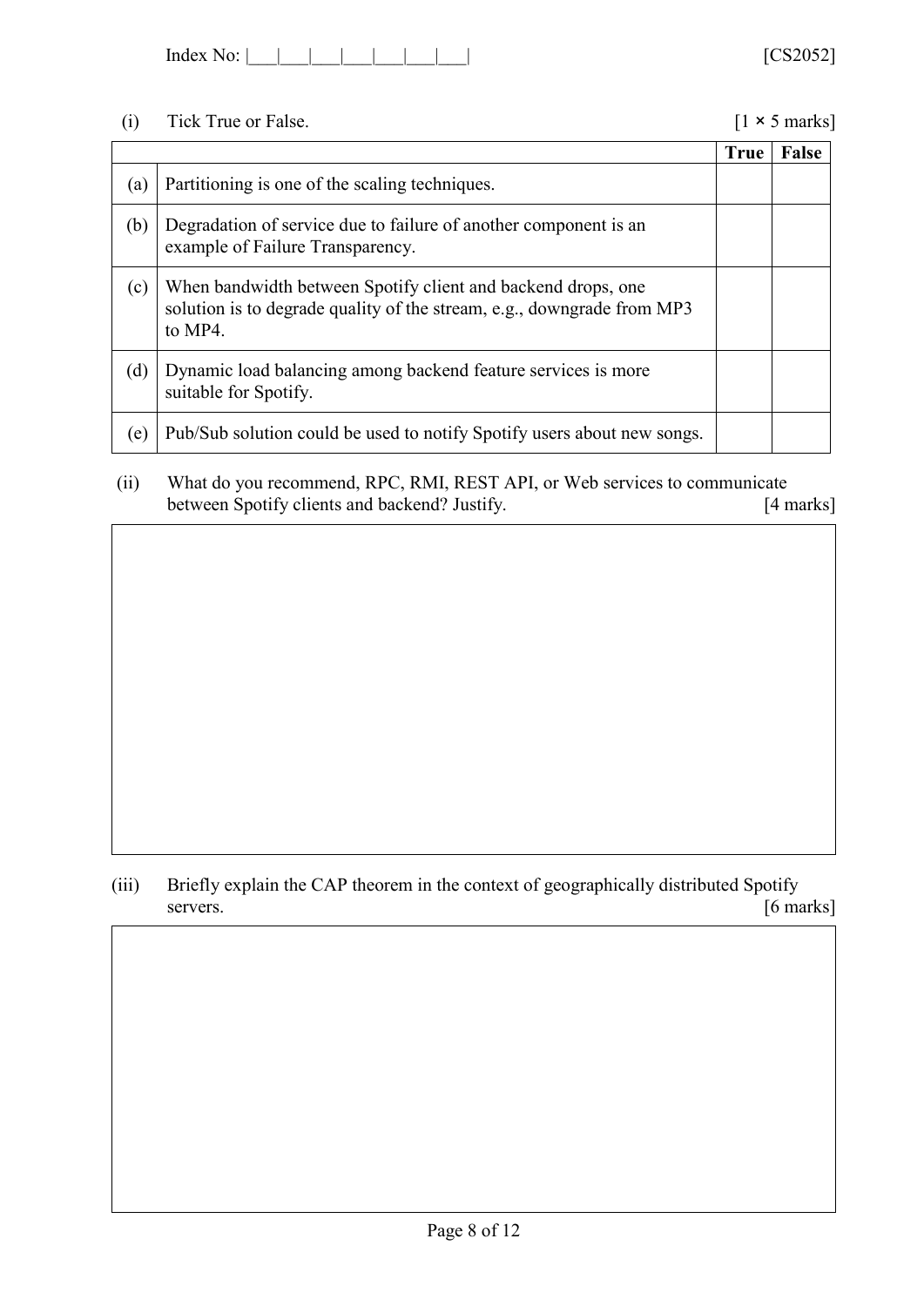Index No: |___|___|___|___|___|___|___|___|

[CS2052]

(i) Tick True or False. [1 × 5 marks]

| | | True | False |
|---|---|---|---|
| (a) | Partitioning is one of the scaling techniques. | | |
| (b) | Degradation of service due to failure of another component is an example of Failure Transparency. | | |
| (c) | When bandwidth between Spotify client and backend drops, one solution is to degrade quality of the stream, e.g., downgrade from MP3 to MP4. | | |
| (d) | Dynamic load balancing among backend feature services is more suitable for Spotify. | | |
| (e) | Pub/Sub solution could be used to notify Spotify users about new songs. | | |

(ii) What do you recommend, RPC, RMI, REST API, or Web services to communicate between Spotify clients and backend? Justify. [4 marks]

(iii) Briefly explain the CAP theorem in the context of geographically distributed Spotify servers. [6 marks]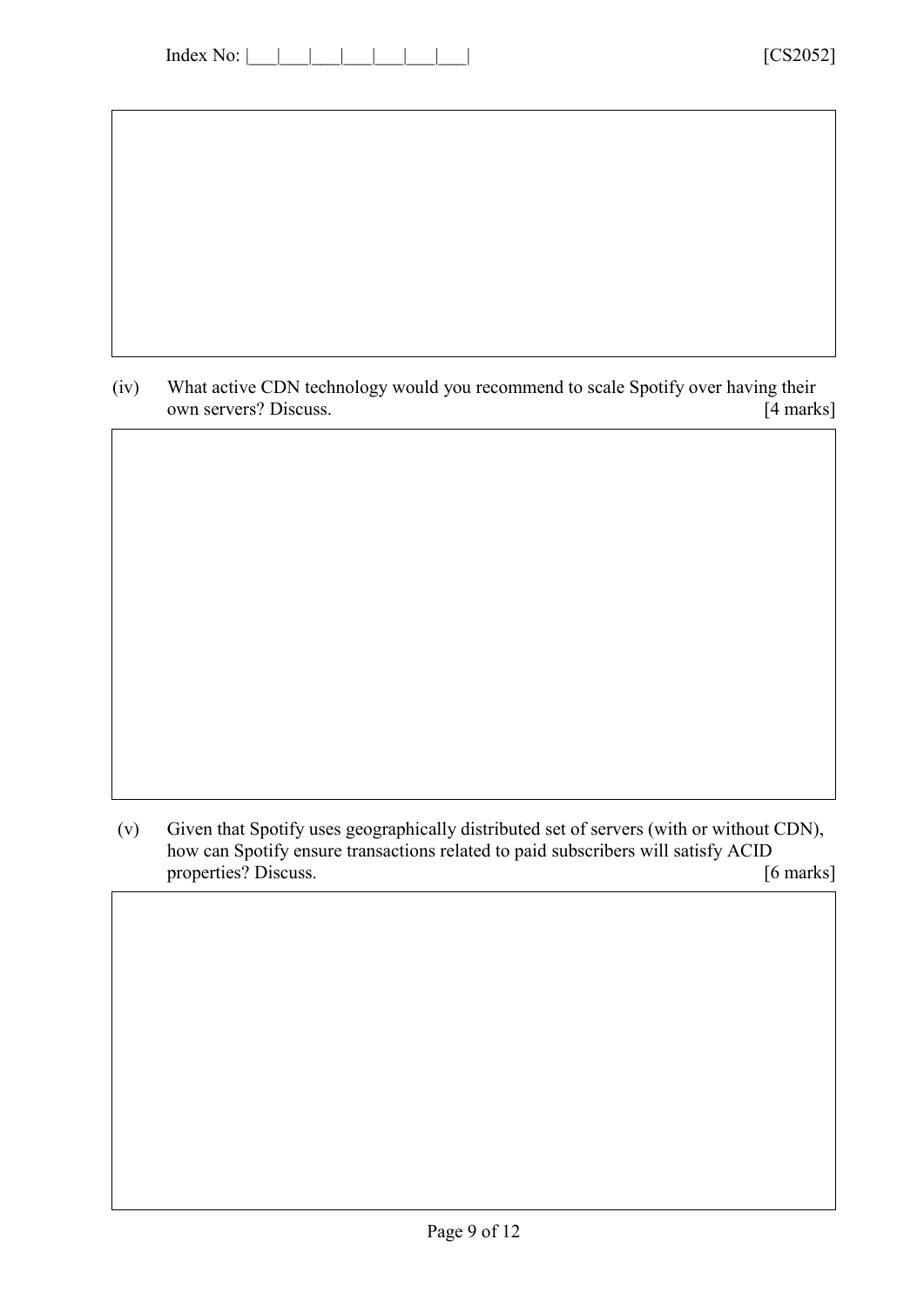(iv) What active CDN technology would you recommend to scale Spotify over having their own servers? Discuss. [4 marks]

(v) Given that Spotify uses geographically distributed set of servers (with or without CDN), how can Spotify ensure transactions related to paid subscribers will satisfy ACID properties? Discuss. [6 marks]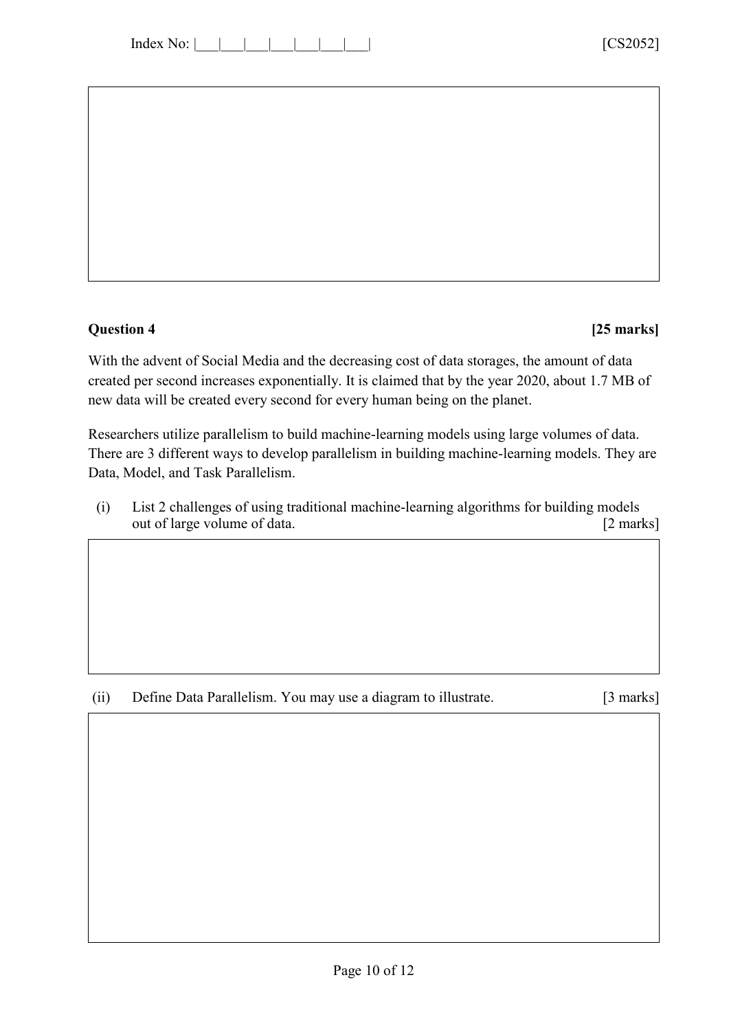**Question 4** **[25 marks]**

With the advent of Social Media and the decreasing cost of data storages, the amount of data created per second increases exponentially. It is claimed that by the year 2020, about 1.7 MB of new data will be created every second for every human being on the planet.

Researchers utilize parallelism to build machine-learning models using large volumes of data. There are 3 different ways to develop parallelism in building machine-learning models. They are Data, Model, and Task Parallelism.

(i) List 2 challenges of using traditional machine-learning algorithms for building models out of large volume of data. [2 marks]

(ii) Define Data Parallelism. You may use a diagram to illustrate. [3 marks]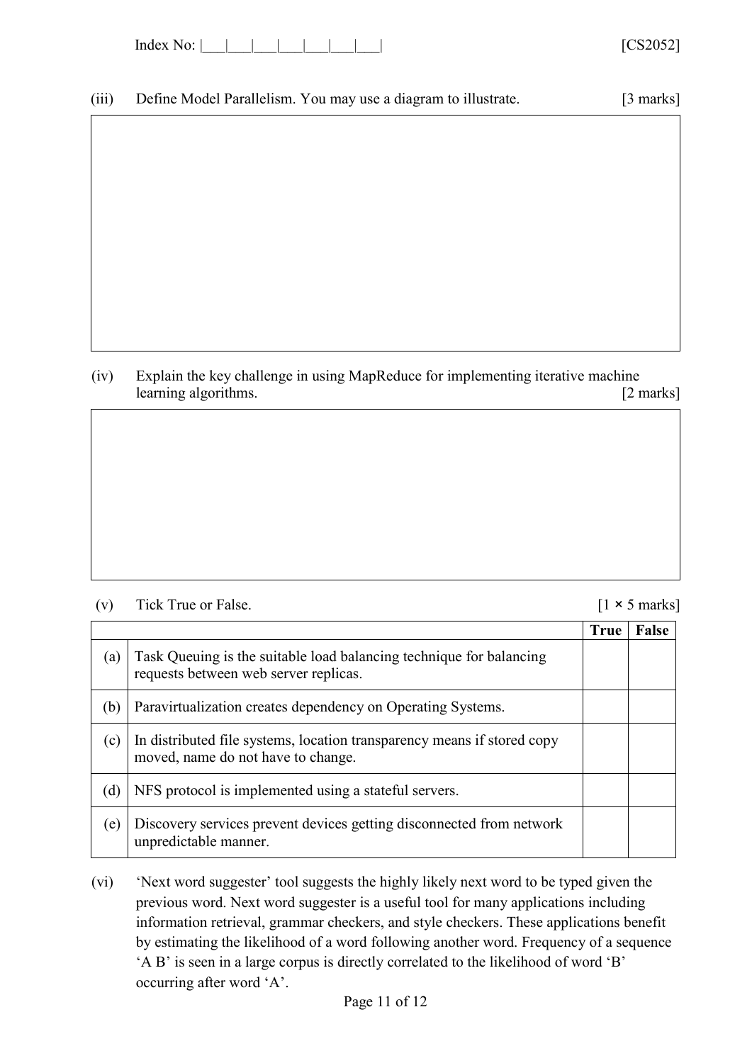(iii) Define Model Parallelism. You may use a diagram to illustrate. [3 marks]

(iv) Explain the key challenge in using MapReduce for implementing iterative machine learning algorithms. [2 marks]

(v) Tick True or False. [1 × 5 marks]

| | | True | False |
|---|---|---|---|
| (a) | Task Queuing is the suitable load balancing technique for balancing requests between web server replicas. | | |
| (b) | Paravirtualization creates dependency on Operating Systems. | | |
| (c) | In distributed file systems, location transparency means if stored copy moved, name do not have to change. | | |
| (d) | NFS protocol is implemented using a stateful servers. | | |
| (e) | Discovery services prevent devices getting disconnected from network unpredictable manner. | | |

(vi) 'Next word suggester' tool suggests the highly likely next word to be typed given the previous word. Next word suggester is a useful tool for many applications including information retrieval, grammar checkers, and style checkers. These applications benefit by estimating the likelihood of a word following another word. Frequency of a sequence 'A B' is seen in a large corpus is directly correlated to the likelihood of word 'B' occurring after word 'A'.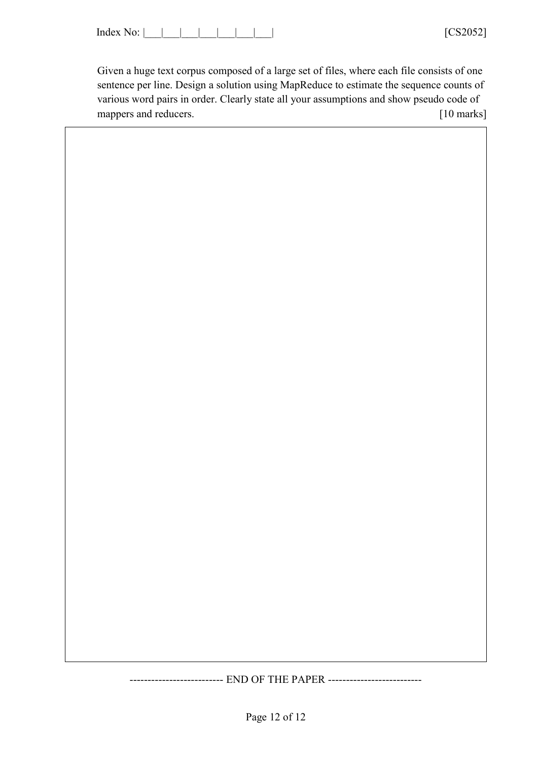Given a huge text corpus composed of a large set of files, where each file consists of one sentence per line. Design a solution using MapReduce to estimate the sequence counts of various word pairs in order. Clearly state all your assumptions and show pseudo code of mappers and reducers. [10 marks]

-------------------------- END OF THE PAPER --------------------------